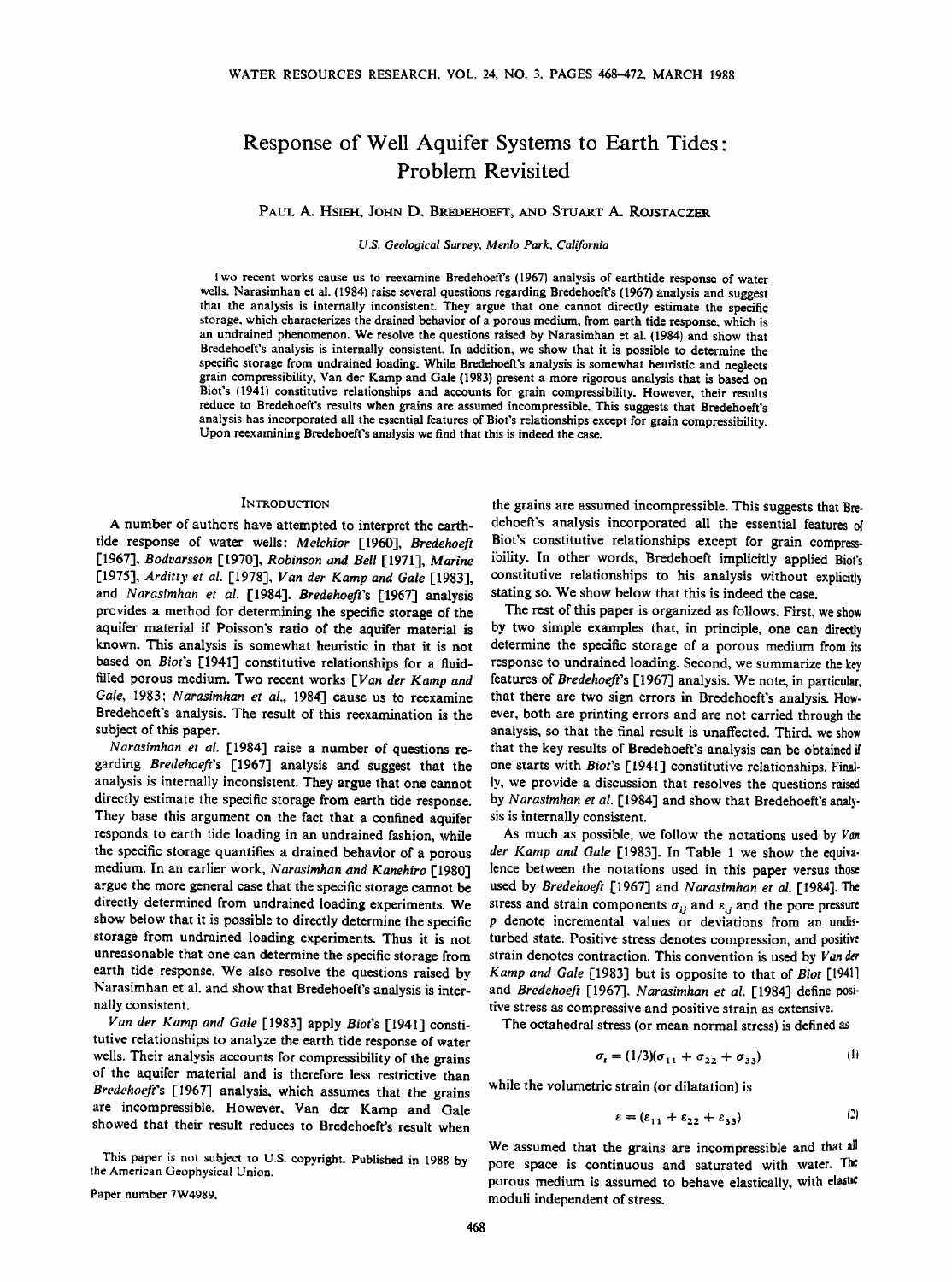#  Response of Well Aquifer Systems to Earth Tides: Problem Revisited

PAUL A. HSIEH, JOHN D. BREDEHOEFT, AND STUART A. ROJSTACZER

*U.S. Geological Survey, Menlo Park, California*

Two recent works cause us to reexamine Bredehoeft's (1967) analysis of earthtide response of water wells. Narasimhan et al. (1984) raise several questions regarding Bredehoeft's (1967) analysis and suggest that the analysis is internally inconsistent. They argue that one cannot directly estimate the specific storage, which characterizes the drained behavior of a porous medium, from earth tide response, which is an undrained phenomenon. We resolve the questions raised by Narasimhan et al. (1984) and show that Bredehoeft's analysis is internally consistent. In addition, we show that it is possible to determine the specific storage from undrained loading. While Bredehoeft's analysis is somewhat heuristic and neglects grain compressibility, Van der Kamp and Gale (1983) present a more rigorous analysis that is based on Biot's (1941) constitutive relationships and accounts for grain compressibility. However, their results reduce to Bredehoeft's results when grains are assumed incompressible. This suggests that Bredehoeft's analysis has incorporated all the essential features of Biot's relationships except for grain compressibility. Upon reexamining Bredehoeft's analysis we find that this is indeed the case.

## INTRODUCTION

A number of authors have attempted to interpret the earth-tide response of water wells: *Melchior* [1960], *Bredehoeft* [1967], *Bodvarsson* [1970], *Robinson and Bell* [1971], *Marine* [1975], *Arditty et al.* [1978], *Van der Kamp and Gale* [1983], and *Narasimhan et al.* [1984]. *Bredehoeft's* [1967] analysis provides a method for determining the specific storage of the aquifer material if Poisson's ratio of the aquifer material is known. This analysis is somewhat heuristic in that it is not based on *Biot's* [1941] constitutive relationships for a fluid-filled porous medium. Two recent works [*Van der Kamp and Gale*, 1983; *Narasimhan et al.*, 1984] cause us to reexamine Bredehoeft's analysis. The result of this reexamination is the subject of this paper.

*Narasimhan et al.* [1984] raise a number of questions regarding *Bredehoeft's* [1967] analysis and suggest that the analysis is internally inconsistent. They argue that one cannot directly estimate the specific storage from earth tide response. They base this argument on the fact that a confined aquifer responds to earth tide loading in an undrained fashion, while the specific storage quantifies a drained behavior of a porous medium. In an earlier work, *Narasimhan and Kanehiro* [1980] argue the more general case that the specific storage cannot be directly determined from undrained loading experiments. We show below that it is possible to directly determine the specific storage from undrained loading experiments. Thus it is not unreasonable that one can determine the specific storage from earth tide response. We also resolve the questions raised by Narasimhan et al. and show that Bredehoeft's analysis is internally consistent.

*Van der Kamp and Gale* [1983] apply *Biot's* [1941] constitutive relationships to analyze the earth tide response of water wells. Their analysis accounts for compressibility of the grains of the aquifer material and is therefore less restrictive than *Bredehoeft's* [1967] analysis, which assumes that the grains are incompressible. However, Van der Kamp and Gale showed that their result reduces to Bredehoeft's result when the grains are assumed incompressible. This suggests that Bredehoeft's analysis incorporated all the essential features of Biot's constitutive relationships except for grain compressibility. In other words, Bredehoeft implicitly applied Biot's constitutive relationships to his analysis without explicitly stating so. We show below that this is indeed the case.

The rest of this paper is organized as follows. First, we show by two simple examples that, in principle, one can directly determine the specific storage of a porous medium from its response to undrained loading. Second, we summarize the key features of *Bredehoeft's* [1967] analysis. We note, in particular, that there are two sign errors in Bredehoeft's analysis. However, both are printing errors and are not carried through the analysis, so that the final result is unaffected. Third, we show that the key results of Bredehoeft's analysis can be obtained if one starts with *Biot's* [1941] constitutive relationships. Finally, we provide a discussion that resolves the questions raised by *Narasimhan et al.* [1984] and show that Bredehoeft's analysis is internally consistent.

As much as possible, we follow the notations used by *Van der Kamp and Gale* [1983]. In Table 1 we show the equivalence between the notations used in this paper versus those used by *Bredehoeft* [1967] and *Narasimhan et al.* [1984]. The stress and strain components $\sigma_{ij}$ and $\varepsilon_{ij}$ and the pore pressure $p$ denote incremental values or deviations from an undisturbed state. Positive stress denotes compression, and positive strain denotes contraction. This convention is used by *Van der Kamp and Gale* [1983] but is opposite to that of *Biot* [1941] and *Bredehoeft* [1967]. *Narasimhan et al.* [1984] define positive stress as compressive and positive strain as extensive.

The octahedral stress (or mean normal stress) is defined as

$$\sigma_t = (1/3)(\sigma_{11} + \sigma_{22} + \sigma_{33}) \tag{1}$$

while the volumetric strain (or dilatation) is

$$\varepsilon = (\varepsilon_{11} + \varepsilon_{22} + \varepsilon_{33}) \tag{2}$$

We assumed that the grains are incompressible and that all pore space is continuous and saturated with water. The porous medium is assumed to behave elastically, with elastic moduli independent of stress.

This paper is not subject to U.S. copyright. Published in 1988 by the American Geophysical Union.

Paper number 7W4989.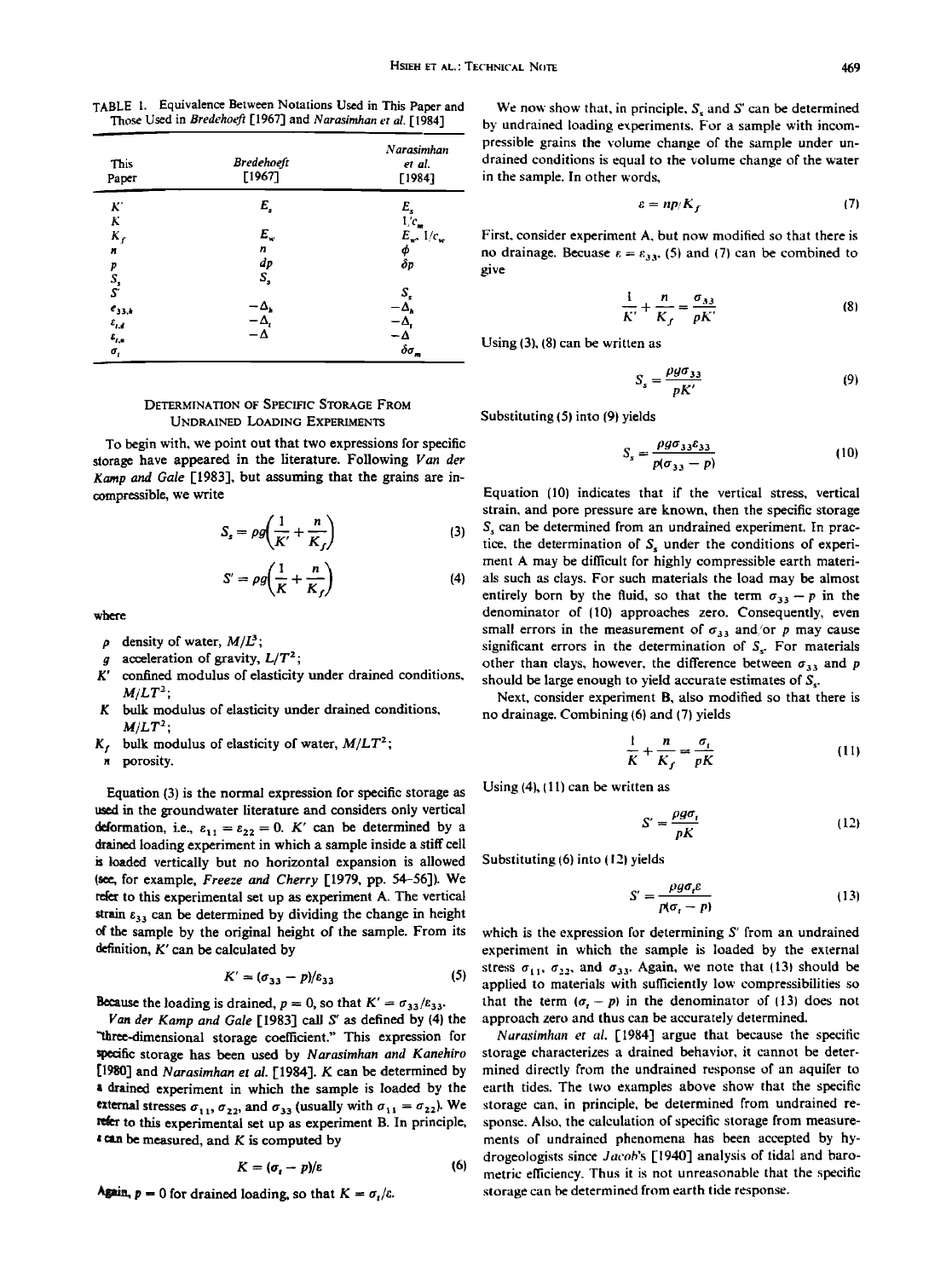TABLE 1. Equivalence Between Notations Used in This Paper and Those Used in *Bredehoeft* [1967] and *Narasimhan et al.* [1984]

| This Paper | Bredehoeft [1967] | Narasimhan et al. [1984] |
|---|---|---|
| $K'$ | $E_s$ | $E_s$ |
| $K$ | | $1/c_m$ |
| $K_f$ | $E_w$ | $E_w$, $1/c_w$ |
| $n$ | $n$ | $\phi$ |
| $p$ | $dp$ | $\delta p$ |
| $S_s$ | $S_s$ | |
| $S'$ | | $S_s$ |
| $\varepsilon_{33,h}$ | $-\Delta_h$ | $-\Delta_h$ |
| $\varepsilon_{t,d}$ | $-\Delta_t$ | $-\Delta_t$ |
| $\varepsilon_{t,u}$ | $-\Delta$ | $-\Delta$ |
| $\sigma_t$ | | $\delta\sigma_m$ |

## Determination of Specific Storage From Undrained Loading Experiments

To begin with, we point out that two expressions for specific storage have appeared in the literature. Following *Van der Kamp and Gale* [1983], but assuming that the grains are incompressible, we write

$$S_s = \rho g\left(\frac{1}{K'} + \frac{n}{K_f}\right) \tag{3}$$

$$S' = \rho g\left(\frac{1}{K} + \frac{n}{K_f}\right) \tag{4}$$

where

- $\rho$ density of water, $M/L^3$;
- $g$ acceleration of gravity, $L/T^2$;
- $K'$ confined modulus of elasticity under drained conditions, $M/LT^2$;
- $K$ bulk modulus of elasticity under drained conditions, $M/LT^2$;
- $K_f$ bulk modulus of elasticity of water, $M/LT^2$;
- $n$ porosity.

Equation (3) is the normal expression for specific storage as used in the groundwater literature and considers only vertical deformation, i.e., $\varepsilon_{11} = \varepsilon_{22} = 0$. $K'$ can be determined by a drained loading experiment in which a sample inside a stiff cell is loaded vertically but no horizontal expansion is allowed (see, for example, *Freeze and Cherry* [1979, pp. 54–56]). We refer to this experimental set up as experiment A. The vertical strain $\varepsilon_{33}$ can be determined by dividing the change in height of the sample by the original height of the sample. From its definition, $K'$ can be calculated by

$$K' = (\sigma_{33} - p)/\varepsilon_{33} \tag{5}$$

Because the loading is drained, $p = 0$, so that $K' = \sigma_{33}/\varepsilon_{33}$.

*Van der Kamp and Gale* [1983] call $S'$ as defined by (4) the "three-dimensional storage coefficient." This expression for specific storage has been used by *Narasimhan and Kanehiro* [1980] and *Narasimhan et al.* [1984]. $K$ can be determined by a drained experiment in which the sample is loaded by the external stresses $\sigma_{11}$, $\sigma_{22}$, and $\sigma_{33}$ (usually with $\sigma_{11} = \sigma_{22}$). We refer to this experimental set up as experiment B. In principle, $\varepsilon$ can be measured, and $K$ is computed by

$$K = (\sigma_t - p)/\varepsilon \tag{6}$$

Again, $p = 0$ for drained loading, so that $K = \sigma_t/\varepsilon$.

We now show that, in principle, $S_s$ and $S'$ can be determined by undrained loading experiments. For a sample with incompressible grains the volume change of the sample under undrained conditions is equal to the volume change of the water in the sample. In other words,

$$\varepsilon = np/K_f \tag{7}$$

First, consider experiment A, but now modified so that there is no drainage. Becuase $\varepsilon = \varepsilon_{33}$, (5) and (7) can be combined to give

$$\frac{1}{K'} + \frac{n}{K_f} = \frac{\sigma_{33}}{pK'} \tag{8}$$

Using (3), (8) can be written as

$$S_s = \frac{\rho g \sigma_{33}}{pK'} \tag{9}$$

Substituting (5) into (9) yields

$$S_s = \frac{\rho g \sigma_{33}\varepsilon_{33}}{p(\sigma_{33} - p)} \tag{10}$$

Equation (10) indicates that if the vertical stress, vertical strain, and pore pressure are known, then the specific storage $S_s$ can be determined from an undrained experiment. In practice, the determination of $S_s$ under the conditions of experiment A may be difficult for highly compressible earth materials such as clays. For such materials the load may be almost entirely born by the fluid, so that the term $\sigma_{33} - p$ in the denominator of (10) approaches zero. Consequently, even small errors in the measurement of $\sigma_{33}$ and/or $p$ may cause significant errors in the determination of $S_s$. For materials other than clays, however, the difference between $\sigma_{33}$ and $p$ should be large enough to yield accurate estimates of $S_s$.

Next, consider experiment B, also modified so that there is no drainage. Combining (6) and (7) yields

$$\frac{1}{K} + \frac{n}{K_f} = \frac{\sigma_t}{pK} \tag{11}$$

Using (4), (11) can be written as

$$S' = \frac{\rho g \sigma_t}{pK} \tag{12}$$

Substituting (6) into (12) yields

$$S' = \frac{\rho g \sigma_t \varepsilon}{p(\sigma_t - p)} \tag{13}$$

which is the expression for determining $S'$ from an undrained experiment in which the sample is loaded by the external stress $\sigma_{11}$, $\sigma_{22}$, and $\sigma_{33}$. Again, we note that (13) should be applied to materials with sufficiently low compressibilities so that the term $(\sigma_t - p)$ in the denominator of (13) does not approach zero and thus can be accurately determined.

*Narasimhan et al.* [1984] argue that because the specific storage characterizes a drained behavior, it cannot be determined directly from the undrained response of an aquifer to earth tides. The two examples above show that the specific storage can, in principle, be determined from undrained response. Also, the calculation of specific storage from measurements of undrained phenomena has been accepted by hydrogeologists since *Jacob*'s [1940] analysis of tidal and barometric efficiency. Thus it is not unreasonable that the specific storage can be determined from earth tide response.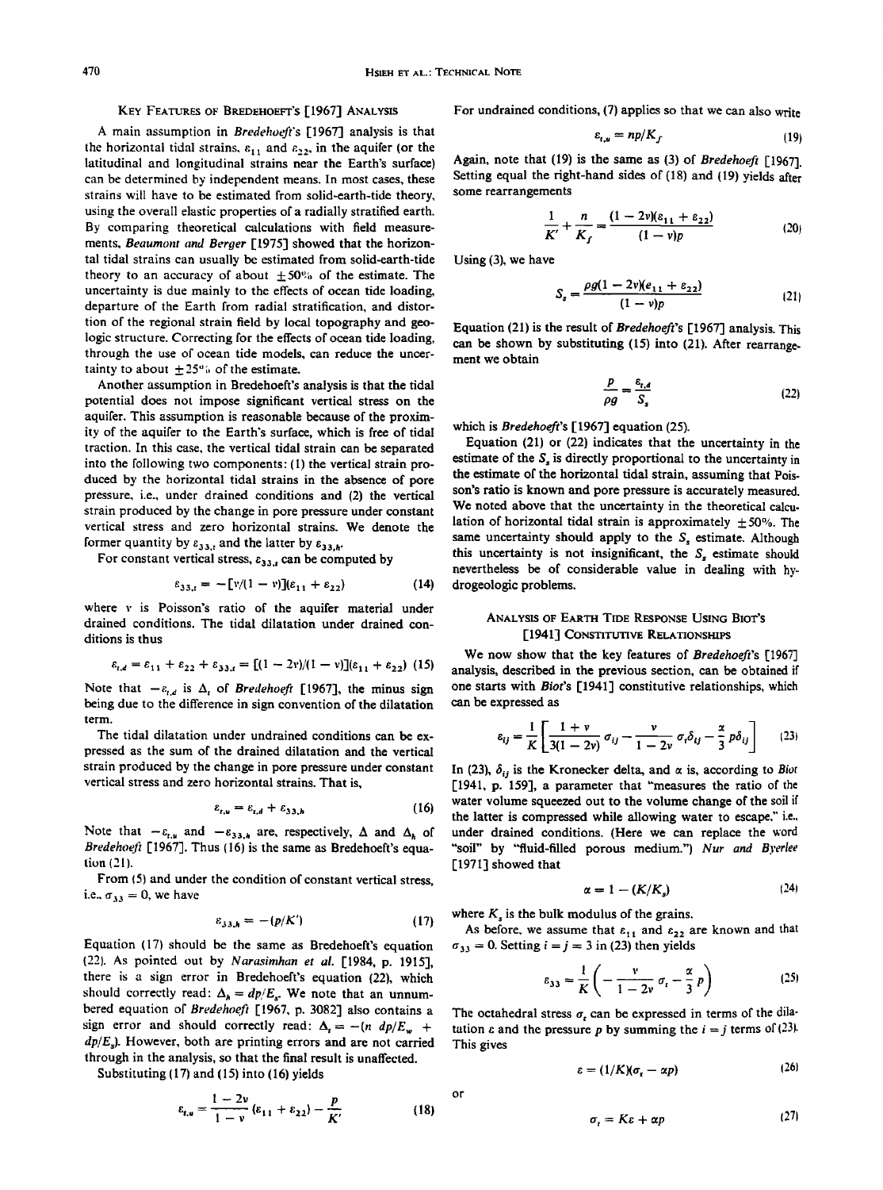### Key Features of *Bredehoeft's* [1967] Analysis

A main assumption in *Bredehoeft's* [1967] analysis is that the horizontal tidal strains, $\varepsilon_{11}$ and $\varepsilon_{22}$, in the aquifer (or the latitudinal and longitudinal strains near the Earth's surface) can be determined by independent means. In most cases, these strains will have to be estimated from solid-earth-tide theory, using the overall elastic properties of a radially stratified earth. By comparing theoretical calculations with field measurements, *Beaumont and Berger* [1975] showed that the horizontal tidal strains can usually be estimated from solid-earth-tide theory to an accuracy of about $\pm 50\%$ of the estimate. The uncertainty is due mainly to the effects of ocean tide loading, departure of the Earth from radial stratification, and distortion of the regional strain field by local topography and geologic structure. Correcting for the effects of ocean tide loading, through the use of ocean tide models, can reduce the uncertainty to about $\pm 25\%$ of the estimate.

Another assumption in Bredehoeft's analysis is that the tidal potential does not impose significant vertical stress on the aquifer. This assumption is reasonable because of the proximity of the aquifer to the Earth's surface, which is free of tidal traction. In this case, the vertical tidal strain can be separated into the following two components: (1) the vertical strain produced by the horizontal tidal strains in the absence of pore pressure, i.e., under drained conditions and (2) the vertical strain produced by the change in pore pressure under constant vertical stress and zero horizontal strains. We denote the former quantity by $\varepsilon_{33,t}$ and the latter by $\varepsilon_{33,h}$.

For constant vertical stress, $\varepsilon_{33,t}$ can be computed by

$$\varepsilon_{33,t} = -[\nu/(1-\nu)](\varepsilon_{11} + \varepsilon_{22}) \tag{14}$$

where $\nu$ is Poisson's ratio of the aquifer material under drained conditions. The tidal dilatation under drained conditions is thus

$$\varepsilon_{t,d} = \varepsilon_{11} + \varepsilon_{22} + \varepsilon_{33,t} = [(1-2\nu)/(1-\nu)](\varepsilon_{11} + \varepsilon_{22}) \tag{15}$$

Note that $-\varepsilon_{t,d}$ is $\Delta_t$ of *Bredehoeft* [1967], the minus sign being due to the difference in sign convention of the dilatation term.

The tidal dilatation under undrained conditions can be expressed as the sum of the drained dilatation and the vertical strain produced by the change in pore pressure under constant vertical stress and zero horizontal strains. That is,

$$\varepsilon_{t,u} = \varepsilon_{t,d} + \varepsilon_{33,h} \tag{16}$$

Note that $-\varepsilon_{t,u}$ and $-\varepsilon_{33,h}$ are, respectively, $\Delta$ and $\Delta_h$ of *Bredehoeft* [1967]. Thus (16) is the same as Bredehoeft's equation (21).

From (5) and under the condition of constant vertical stress, i.e., $\sigma_{33} = 0$, we have

$$\varepsilon_{33,h} = -(p/K') \tag{17}$$

Equation (17) should be the same as Bredehoeft's equation (22). As pointed out by *Narasimhan et al.* [1984, p. 1915], there is a sign error in Bredehoeft's equation (22), which should correctly read: $\Delta_h = dp/E_s$. We note that an unnumbered equation of *Bredehoeft* [1967, p. 3082] also contains a sign error and should correctly read: $\Delta_t = -(n\ dp/E_w + dp/E_s)$. However, both are printing errors and are not carried through in the analysis, so that the final result is unaffected.

Substituting (17) and (15) into (16) yields

$$\varepsilon_{t,u} = \frac{1-2\nu}{1-\nu}(\varepsilon_{11} + \varepsilon_{22}) - \frac{p}{K'} \tag{18}$$

For undrained conditions, (7) applies so that we can also write

$$\varepsilon_{t,u} = np/K_f \tag{19}$$

Again, note that (19) is the same as (3) of *Bredehoeft* [1967]. Setting equal the right-hand sides of (18) and (19) yields after some rearrangements

$$\frac{1}{K'} + \frac{n}{K_f} = \frac{(1-2\nu)(\varepsilon_{11} + \varepsilon_{22})}{(1-\nu)p} \tag{20}$$

Using (3), we have

$$S_s = \frac{\rho g(1-2\nu)(\varepsilon_{11} + \varepsilon_{22})}{(1-\nu)p} \tag{21}$$

Equation (21) is the result of *Bredehoeft's* [1967] analysis. This can be shown by substituting (15) into (21). After rearrangement we obtain

$$\frac{p}{\rho g} = \frac{\varepsilon_{t,d}}{S_s} \tag{22}$$

which is *Bredehoeft's* [1967] equation (25).

Equation (21) or (22) indicates that the uncertainty in the estimate of the $S_s$ is directly proportional to the uncertainty in the estimate of the horizontal tidal strain, assuming that Poisson's ratio is known and pore pressure is accurately measured. We noted above that the uncertainty in the theoretical calculation of horizontal tidal strain is approximately $\pm 50\%$. The same uncertainty should apply to the $S_s$ estimate. Although this uncertainty is not insignificant, the $S_s$ estimate should nevertheless be of considerable value in dealing with hydrogeologic problems.

### Analysis of Earth Tide Response Using Biot's [1941] Constitutive Relationships

We now show that the key features of *Bredehoeft's* [1967] analysis, described in the previous section, can be obtained if one starts with *Biot's* [1941] constitutive relationships, which can be expressed as

$$\varepsilon_{ij} = \frac{1}{K}\left[\frac{1+\nu}{3(1-2\nu)}\sigma_{ij} - \frac{\nu}{1-2\nu}\sigma_t\delta_{ij} - \frac{\alpha}{3}p\delta_{ij}\right] \tag{23}$$

In (23), $\delta_{ij}$ is the Kronecker delta, and $\alpha$ is, according to *Biot* [1941, p. 159], a parameter that "measures the ratio of the water volume squeezed out to the volume change of the soil if the latter is compressed while allowing water to escape," i.e., under drained conditions. (Here we can replace the word "soil" by "fluid-filled porous medium.") *Nur and Byerlee* [1971] showed that

$$\alpha = 1 - (K/K_s) \tag{24}$$

where $K_s$ is the bulk modulus of the grains.

As before, we assume that $\varepsilon_{11}$ and $\varepsilon_{22}$ are known and that $\sigma_{33} = 0$. Setting $i = j = 3$ in (23) then yields

$$\varepsilon_{33} = \frac{1}{K}\left(-\frac{\nu}{1-2\nu}\sigma_t - \frac{\alpha}{3}p\right) \tag{25}$$

The octahedral stress $\sigma_t$ can be expressed in terms of the dilatation $\varepsilon$ and the pressure $p$ by summing the $i = j$ terms of (23). This gives

$$\varepsilon = (1/K)(\sigma_t - \alpha p) \tag{26}$$

or

$$\sigma_t = K\varepsilon + \alpha p \tag{27}$$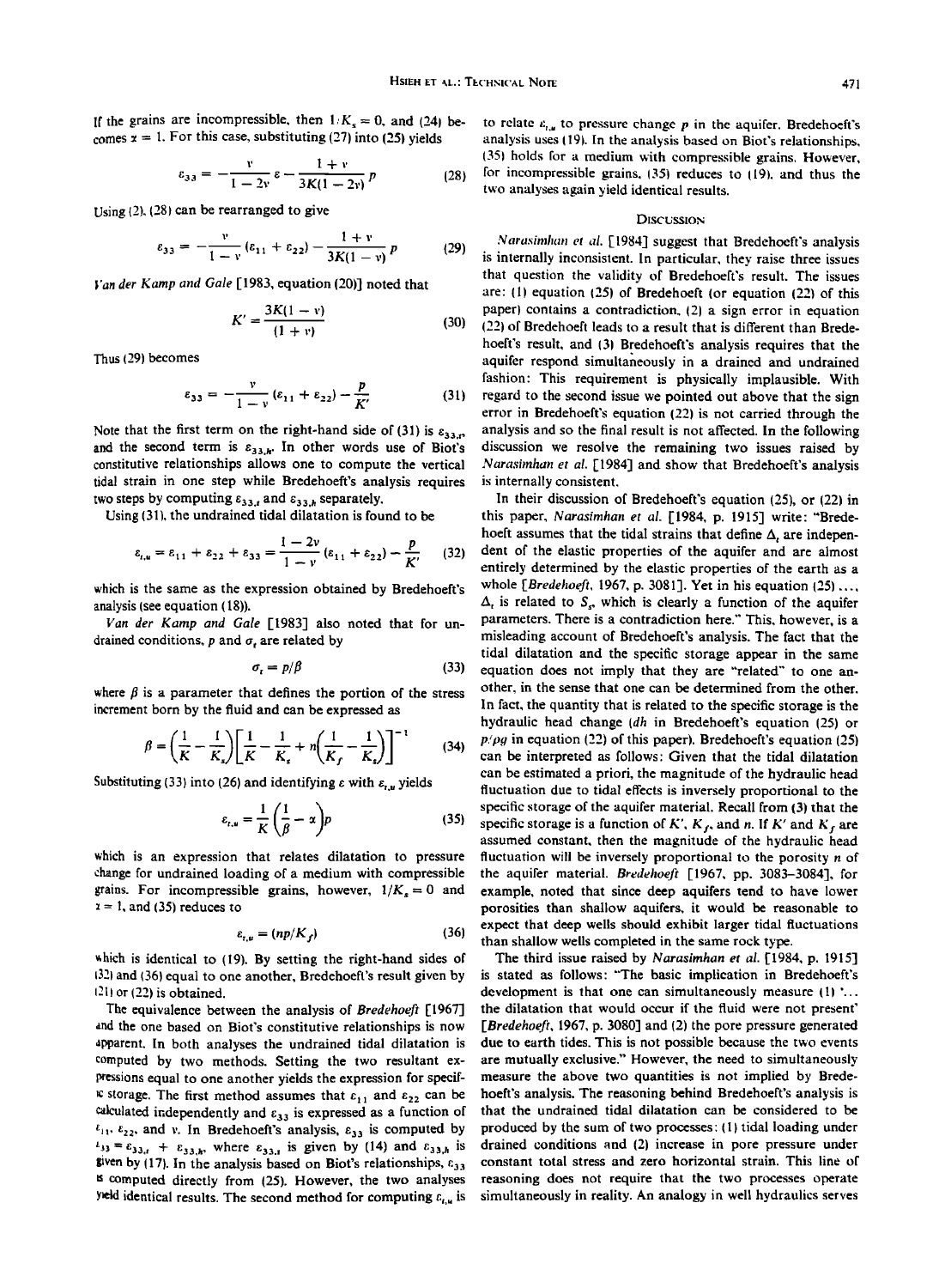If the grains are incompressible, then $1/K_s = 0$, and (24) becomes $\alpha = 1$. For this case, substituting (27) into (25) yields

$$\varepsilon_{33} = -\frac{\nu}{1-2\nu}\varepsilon - \frac{1+\nu}{3K(1-2\nu)}p \tag{28}$$

Using (2), (28) can be rearranged to give

$$\varepsilon_{33} = -\frac{\nu}{1-\nu}(\varepsilon_{11}+\varepsilon_{22}) - \frac{1+\nu}{3K(1-\nu)}p \tag{29}$$

*Van der Kamp and Gale* [1983, equation (20)] noted that

$$K' = \frac{3K(1-\nu)}{(1+\nu)} \tag{30}$$

Thus (29) becomes

$$\varepsilon_{33} = -\frac{\nu}{1-\nu}(\varepsilon_{11}+\varepsilon_{22}) - \frac{p}{K'} \tag{31}$$

Note that the first term on the right-hand side of (31) is $\varepsilon_{33,t}$, and the second term is $\varepsilon_{33,h}$. In other words use of Biot's constitutive relationships allows one to compute the vertical tidal strain in one step while Bredehoeft's analysis requires two steps by computing $\varepsilon_{33,t}$ and $\varepsilon_{33,h}$ separately.

Using (31), the undrained tidal dilatation is found to be

$$\varepsilon_{t,u} = \varepsilon_{11}+\varepsilon_{22}+\varepsilon_{33} = \frac{1-2\nu}{1-\nu}(\varepsilon_{11}+\varepsilon_{22}) - \frac{p}{K'} \tag{32}$$

which is the same as the expression obtained by Bredehoeft's analysis (see equation (18)).

*Van der Kamp and Gale* [1983] also noted that for undrained conditions, $p$ and $\sigma_t$ are related by

$$\sigma_t = p/\beta \tag{33}$$

where $\beta$ is a parameter that defines the portion of the stress increment born by the fluid and can be expressed as

$$\beta = \left(\frac{1}{K} - \frac{1}{K_s}\right)\left[\frac{1}{K} - \frac{1}{K_s} + n\left(\frac{1}{K_f} - \frac{1}{K_s}\right)\right]^{-1} \tag{34}$$

Substituting (33) into (26) and identifying $\varepsilon$ with $\varepsilon_{t,u}$ yields

$$\varepsilon_{t,u} = \frac{1}{K}\left(\frac{1}{\beta} - \alpha\right)p \tag{35}$$

which is an expression that relates dilatation to pressure change for undrained loading of a medium with compressible grains. For incompressible grains, however, $1/K_s = 0$ and $\alpha = 1$, and (35) reduces to

$$\varepsilon_{t,u} = (np/K_f) \tag{36}$$

which is identical to (19). By setting the right-hand sides of (32) and (36) equal to one another, Bredehoeft's result given by (21) or (22) is obtained.

The equivalence between the analysis of *Bredehoeft* [1967] and the one based on Biot's constitutive relationships is now apparent. In both analyses the undrained tidal dilatation is computed by two methods. Setting the two resultant expressions equal to one another yields the expression for specific storage. The first method assumes that $\varepsilon_{11}$ and $\varepsilon_{22}$ can be calculated independently and $\varepsilon_{33}$ is expressed as a function of $\varepsilon_{11}$, $\varepsilon_{22}$, and $\nu$. In Bredehoeft's analysis, $\varepsilon_{33}$ is computed by $\varepsilon_{33} = \varepsilon_{33,t} + \varepsilon_{33,h}$, where $\varepsilon_{33,t}$ is given by (14) and $\varepsilon_{33,h}$ is given by (17). In the analysis based on Biot's relationships, $\varepsilon_{33}$ is computed directly from (25). However, the two analyses yield identical results. The second method for computing $\varepsilon_{t,u}$ is to relate $\varepsilon_{t,u}$ to pressure change $p$ in the aquifer. Bredehoeft's analysis uses (19). In the analysis based on Biot's relationships, (35) holds for a medium with compressible grains. However, for incompressible grains, (35) reduces to (19), and thus the two analyses again yield identical results.

## Discussion

*Narasimhan et al.* [1984] suggest that Bredehoeft's analysis is internally inconsistent. In particular, they raise three issues that question the validity of Bredehoeft's result. The issues are: (1) equation (25) of Bredehoeft (or equation (22) of this paper) contains a contradiction, (2) a sign error in equation (22) of Bredehoeft leads to a result that is different than Bredehoeft's result, and (3) Bredehoeft's analysis requires that the aquifer respond simultaneously in a drained and undrained fashion: This requirement is physically implausible. With regard to the second issue we pointed out above that the sign error in Bredehoeft's equation (22) is not carried through the analysis and so the final result is not affected. In the following discussion we resolve the remaining two issues raised by *Narasimhan et al.* [1984] and show that Bredehoeft's analysis is internally consistent.

In their discussion of Bredehoeft's equation (25), or (22) in this paper, *Narasimhan et al.* [1984, p. 1915] write: "Bredehoeft assumes that the tidal strains that define $\Delta_t$ are independent of the elastic properties of the aquifer and are almost entirely determined by the elastic properties of the earth as a whole [*Bredehoeft*, 1967, p. 3081]. Yet in his equation (25) ..., $\Delta_t$ is related to $S_s$, which is clearly a function of the aquifer parameters. There is a contradiction here." This, however, is a misleading account of Bredehoeft's analysis. The fact that the tidal dilatation and the specific storage appear in the same equation does not imply that they are "related" to one another, in the sense that one can be determined from the other. In fact, the quantity that is related to the specific storage is the hydraulic head change ($dh$ in Bredehoeft's equation (25) or $p/\rho g$ in equation (22) of this paper). Bredehoeft's equation (25) can be interpreted as follows: Given that the tidal dilatation can be estimated a priori, the magnitude of the hydraulic head fluctuation due to tidal effects is inversely proportional to the specific storage of the aquifer material. Recall from (3) that the specific storage is a function of $K'$, $K_f$, and $n$. If $K'$ and $K_f$ are assumed constant, then the magnitude of the hydraulic head fluctuation will be inversely proportional to the porosity $n$ of the aquifer material. *Bredehoeft* [1967, pp. 3083–3084], for example, noted that since deep aquifers tend to have lower porosities than shallow aquifers, it would be reasonable to expect that deep wells should exhibit larger tidal fluctuations than shallow wells completed in the same rock type.

The third issue raised by *Narasimhan et al.* [1984, p. 1915] is stated as follows: "The basic implication in Bredehoeft's development is that one can simultaneously measure (1) '... the dilatation that would occur if the fluid were not present' [*Bredehoeft*, 1967, p. 3080] and (2) the pore pressure generated due to earth tides. This is not possible because the two events are mutually exclusive." However, the need to simultaneously measure the above two quantities is not implied by Bredehoeft's analysis. The reasoning behind Bredehoeft's analysis is that the undrained tidal dilatation can be considered to be produced by the sum of two processes: (1) tidal loading under drained conditions and (2) increase in pore pressure under constant total stress and zero horizontal strain. This line of reasoning does not require that the two processes operate simultaneously in reality. An analogy in well hydraulics serves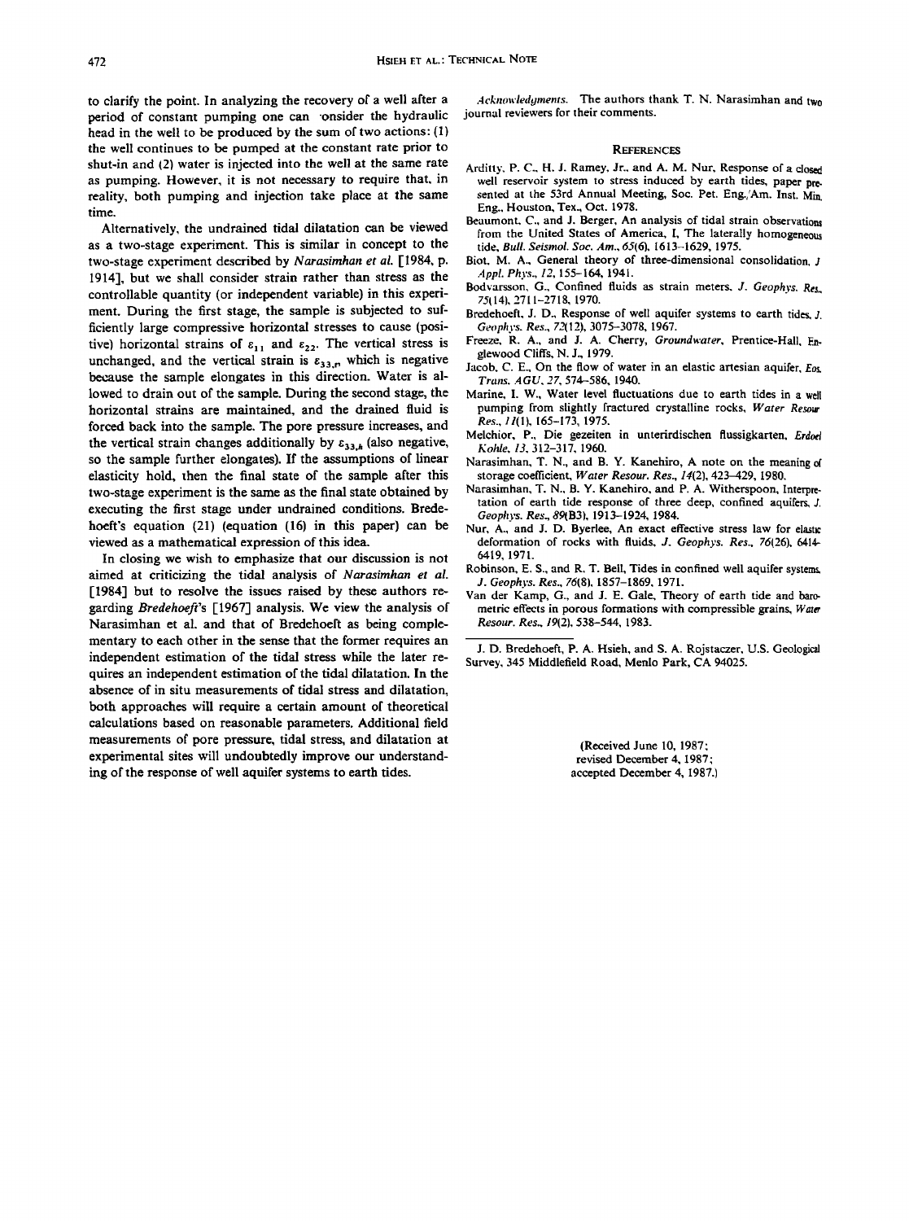to clarify the point. In analyzing the recovery of a well after a period of constant pumping one can consider the hydraulic head in the well to be produced by the sum of two actions: (1) the well continues to be pumped at the constant rate prior to shut-in and (2) water is injected into the well at the same rate as pumping. However, it is not necessary to require that, in reality, both pumping and injection take place at the same time.

Alternatively, the undrained tidal dilatation can be viewed as a two-stage experiment. This is similar in concept to the two-stage experiment described by *Narasimhan et al.* [1984, p. 1914], but we shall consider strain rather than stress as the controllable quantity (or independent variable) in this experiment. During the first stage, the sample is subjected to sufficiently large compressive horizontal stresses to cause (positive) horizontal strains of $\varepsilon_{11}$ and $\varepsilon_{22}$. The vertical stress is unchanged, and the vertical strain is $\varepsilon_{33,r}$, which is negative because the sample elongates in this direction. Water is allowed to drain out of the sample. During the second stage, the horizontal strains are maintained, and the drained fluid is forced back into the sample. The pore pressure increases, and the vertical strain changes additionally by $\varepsilon_{33,h}$ (also negative, so the sample further elongates). If the assumptions of linear elasticity hold, then the final state of the sample after this two-stage experiment is the same as the final state obtained by executing the first stage under undrained conditions. Bredehoeft's equation (21) (equation (16) in this paper) can be viewed as a mathematical expression of this idea.

In closing we wish to emphasize that our discussion is not aimed at criticizing the tidal analysis of *Narasimhan et al.* [1984] but to resolve the issues raised by these authors regarding *Bredehoeft*'s [1967] analysis. We view the analysis of Narasimhan et al. and that of Bredehoeft as being complementary to each other in the sense that the former requires an independent estimation of the tidal stress while the later requires an independent estimation of the tidal dilatation. In the absence of in situ measurements of tidal stress and dilatation, both approaches will require a certain amount of theoretical calculations based on reasonable parameters. Additional field measurements of pore pressure, tidal stress, and dilatation at experimental sites will undoubtedly improve our understanding of the response of well aquifer systems to earth tides.

*Acknowledgments.* The authors thank T. N. Narasimhan and two journal reviewers for their comments.

## References

Arditty, P. C., H. J. Ramey, Jr., and A. M. Nur, Response of a closed well reservoir system to stress induced by earth tides, paper presented at the 53rd Annual Meeting, Soc. Pet. Eng./Am. Inst. Min. Eng., Houston, Tex., Oct. 1978.

Beaumont, C., and J. Berger, An analysis of tidal strain observations from the United States of America, I, The laterally homogeneous tide, *Bull. Seismol. Soc. Am.*, *65*(6), 1613–1629, 1975.

Biot, M. A., General theory of three-dimensional consolidation, *J. Appl. Phys.*, *12*, 155–164, 1941.

Bodvarsson, G., Confined fluids as strain meters, *J. Geophys. Res.*, *75*(14), 2711–2718, 1970.

Bredehoeft, J. D., Response of well aquifer systems to earth tides, *J. Geophys. Res.*, *72*(12), 3075–3078, 1967.

Freeze, R. A., and J. A. Cherry, *Groundwater*, Prentice-Hall, Englewood Cliffs, N. J., 1979.

Jacob, C. E., On the flow of water in an elastic artesian aquifer, *Eos Trans. AGU*, *27*, 574–586, 1940.

Marine, I. W., Water level fluctuations due to earth tides in a well pumping from slightly fractured crystalline rocks, *Water Resour. Res.*, *11*(1), 165–173, 1975.

Melchior, P., Die gezeiten in unterirdischen flussigkarten, *Erdoel Kohle*, *13*, 312–317, 1960.

Narasimhan, T. N., and B. Y. Kanehiro, A note on the meaning of storage coefficient, *Water Resour. Res.*, *14*(2), 423–429, 1980.

Narasimhan, T. N., B. Y. Kanehiro, and P. A. Witherspoon, Interpretation of earth tide response of three deep, confined aquifers, *J. Geophys. Res.*, *89*(B3), 1913–1924, 1984.

Nur, A., and J. D. Byerlee, An exact effective stress law for elastic deformation of rocks with fluids, *J. Geophys. Res.*, *76*(26), 6414–6419, 1971.

Robinson, E. S., and R. T. Bell, Tides in confined well aquifer systems, *J. Geophys. Res.*, *76*(8), 1857–1869, 1971.

Van der Kamp, G., and J. E. Gale, Theory of earth tide and barometric effects in porous formations with compressible grains, *Water Resour. Res.*, *19*(2), 538–544, 1983.

J. D. Bredehoeft, P. A. Hsieh, and S. A. Rojstaczer, U.S. Geological Survey, 345 Middlefield Road, Menlo Park, CA 94025.

(Received June 10, 1987;
revised December 4, 1987;
accepted December 4, 1987.)